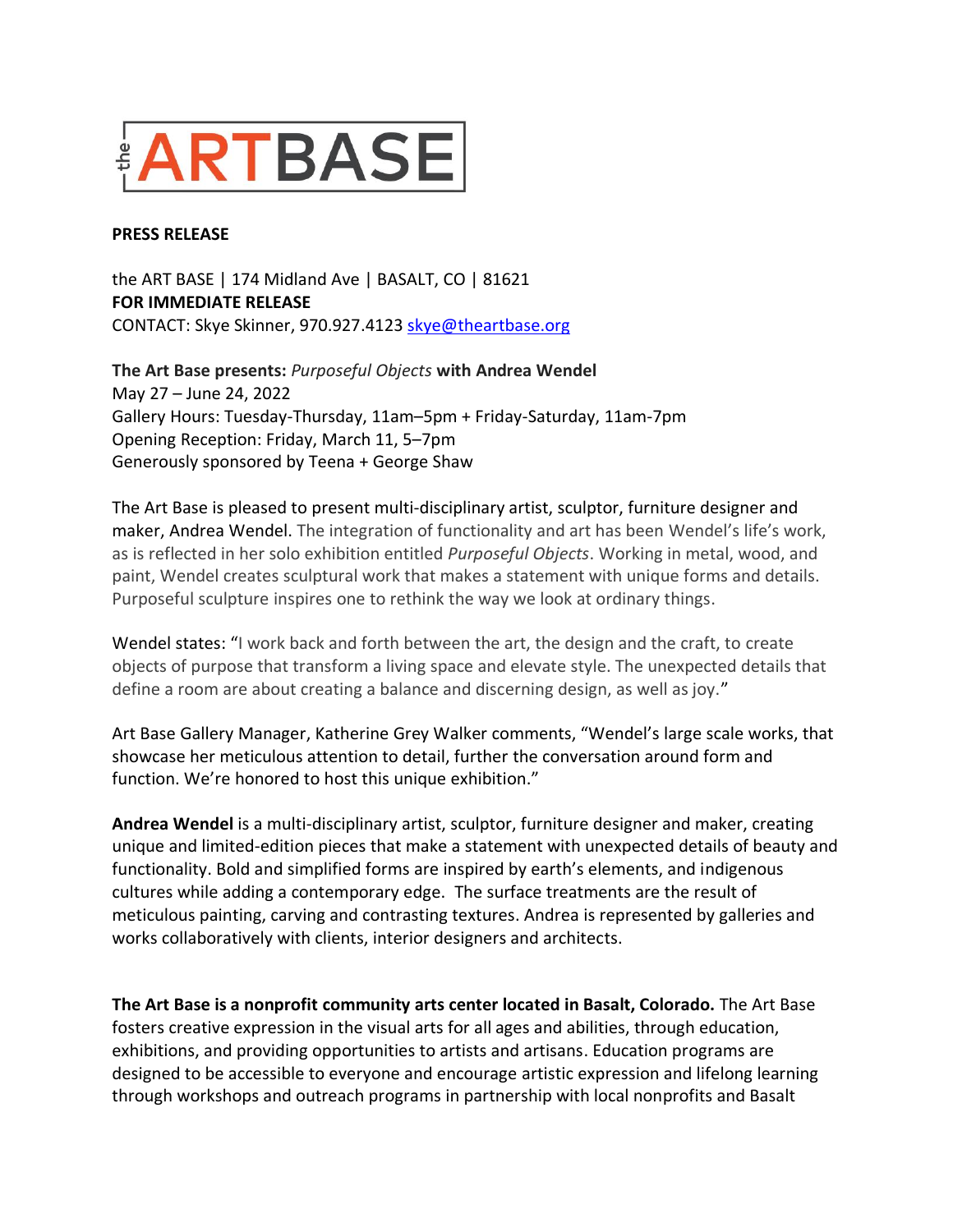the ARTBASE

**PRESS RELEASE**

the ART BASE | 174 Midland Ave | BASALT, CO | 81621
**FOR IMMEDIATE RELEASE**
CONTACT: Skye Skinner, 970.927.4123 skye@theartbase.org

**The Art Base presents:** *Purposeful Objects* **with Andrea Wendel**
May 27 – June 24, 2022
Gallery Hours: Tuesday-Thursday, 11am–5pm + Friday-Saturday, 11am-7pm
Opening Reception: Friday, March 11, 5–7pm
Generously sponsored by Teena + George Shaw

The Art Base is pleased to present multi-disciplinary artist, sculptor, furniture designer and maker, Andrea Wendel. The integration of functionality and art has been Wendel's life's work, as is reflected in her solo exhibition entitled *Purposeful Objects*. Working in metal, wood, and paint, Wendel creates sculptural work that makes a statement with unique forms and details. Purposeful sculpture inspires one to rethink the way we look at ordinary things.

Wendel states: "I work back and forth between the art, the design and the craft, to create objects of purpose that transform a living space and elevate style. The unexpected details that define a room are about creating a balance and discerning design, as well as joy."

Art Base Gallery Manager, Katherine Grey Walker comments, "Wendel's large scale works, that showcase her meticulous attention to detail, further the conversation around form and function. We're honored to host this unique exhibition."

**Andrea Wendel** is a multi-disciplinary artist, sculptor, furniture designer and maker, creating unique and limited-edition pieces that make a statement with unexpected details of beauty and functionality. Bold and simplified forms are inspired by earth's elements, and indigenous cultures while adding a contemporary edge. The surface treatments are the result of meticulous painting, carving and contrasting textures. Andrea is represented by galleries and works collaboratively with clients, interior designers and architects.

**The Art Base is a nonprofit community arts center located in Basalt, Colorado.** The Art Base fosters creative expression in the visual arts for all ages and abilities, through education, exhibitions, and providing opportunities to artists and artisans. Education programs are designed to be accessible to everyone and encourage artistic expression and lifelong learning through workshops and outreach programs in partnership with local nonprofits and Basalt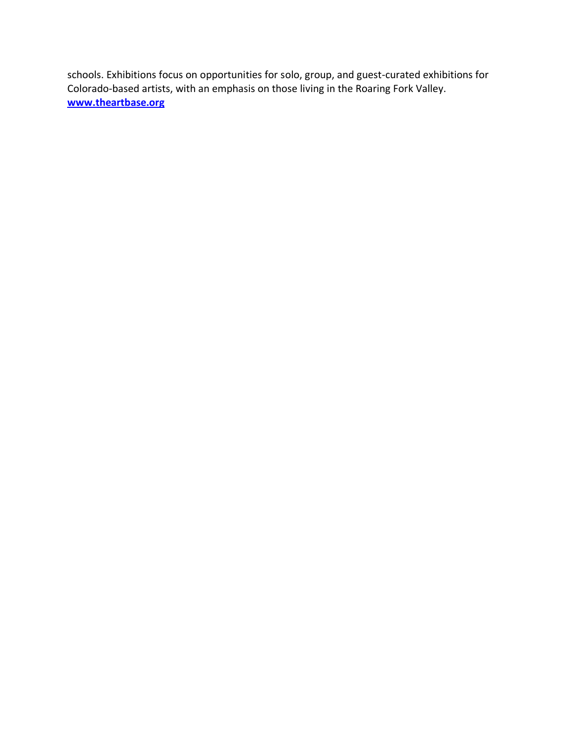schools. Exhibitions focus on opportunities for solo, group, and guest-curated exhibitions for Colorado-based artists, with an emphasis on those living in the Roaring Fork Valley.
**[www.theartbase.org](http://www.theartbase.org)**